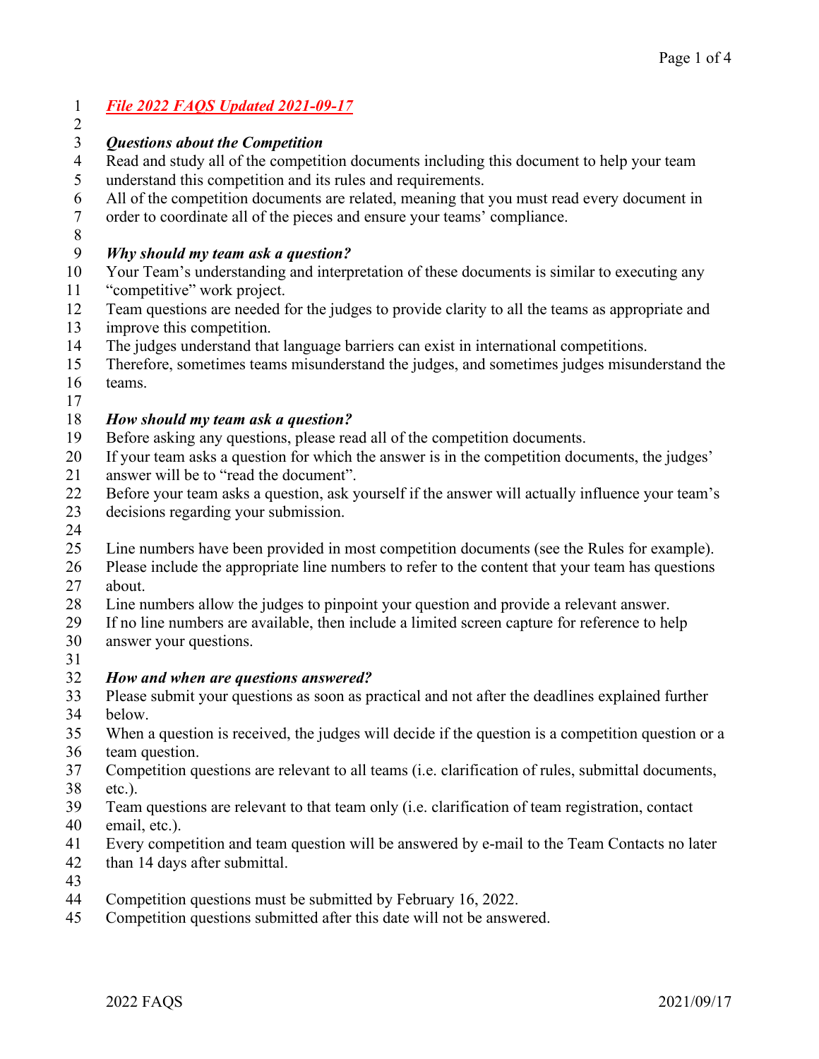*File 2022 FAQS Updated 2021-09-17*

### *Questions about the Competition*

Read and study all of the competition documents including this document to help your team understand this competition and its rules and requirements.
All of the competition documents are related, meaning that you must read every document in order to coordinate all of the pieces and ensure your teams' compliance.

### *Why should my team ask a question?*

Your Team's understanding and interpretation of these documents is similar to executing any "competitive" work project.
Team questions are needed for the judges to provide clarity to all the teams as appropriate and improve this competition.
The judges understand that language barriers can exist in international competitions.
Therefore, sometimes teams misunderstand the judges, and sometimes judges misunderstand the teams.

### *How should my team ask a question?*

Before asking any questions, please read all of the competition documents.
If your team asks a question for which the answer is in the competition documents, the judges' answer will be to "read the document".
Before your team asks a question, ask yourself if the answer will actually influence your team's decisions regarding your submission.

Line numbers have been provided in most competition documents (see the Rules for example).
Please include the appropriate line numbers to refer to the content that your team has questions about.
Line numbers allow the judges to pinpoint your question and provide a relevant answer.
If no line numbers are available, then include a limited screen capture for reference to help answer your questions.

### *How and when are questions answered?*

Please submit your questions as soon as practical and not after the deadlines explained further below.
When a question is received, the judges will decide if the question is a competition question or a team question.
Competition questions are relevant to all teams (i.e. clarification of rules, submittal documents, etc.).
Team questions are relevant to that team only (i.e. clarification of team registration, contact email, etc.).
Every competition and team question will be answered by e-mail to the Team Contacts no later than 14 days after submittal.

Competition questions must be submitted by February 16, 2022.
Competition questions submitted after this date will not be answered.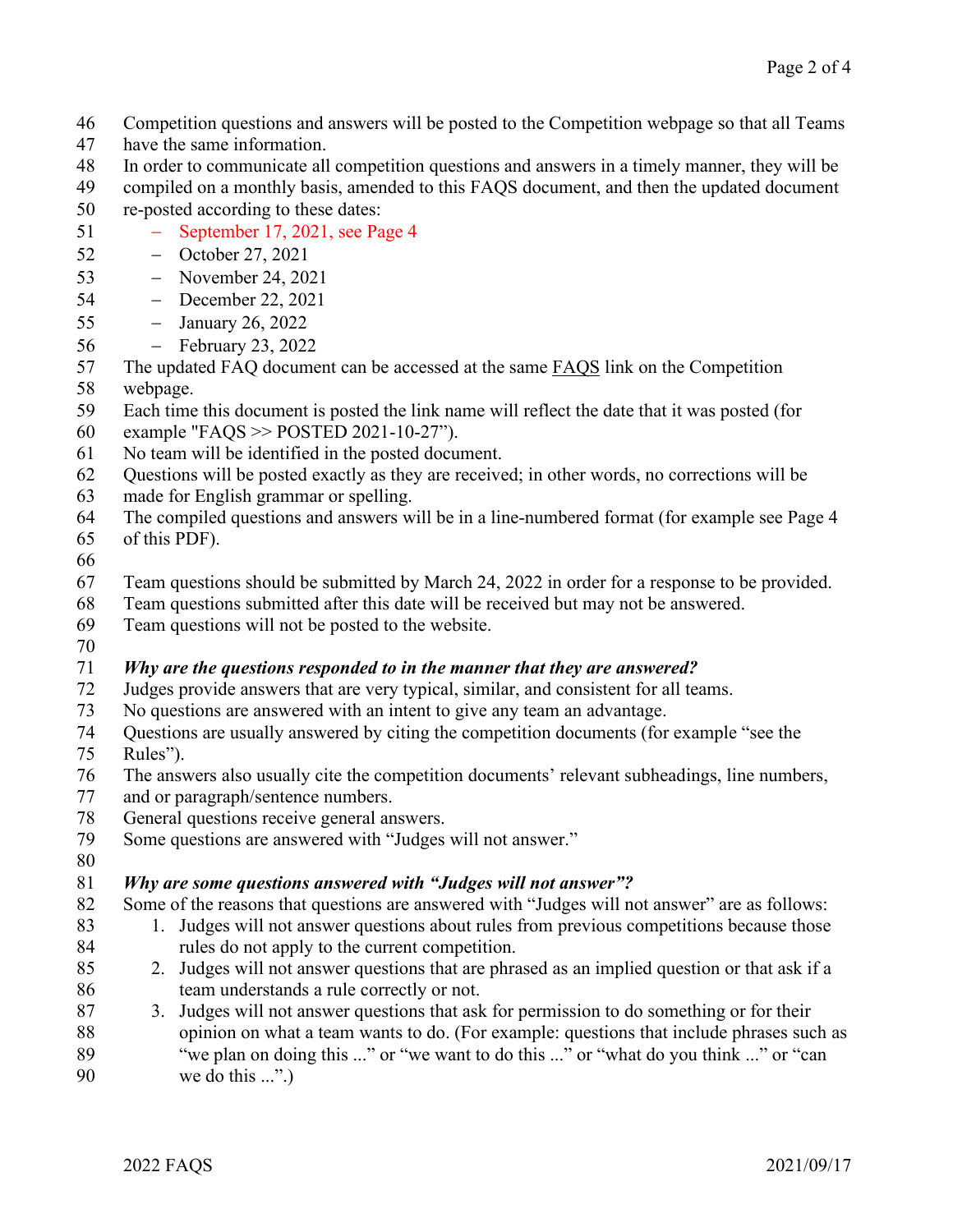Competition questions and answers will be posted to the Competition webpage so that all Teams have the same information.

In order to communicate all competition questions and answers in a timely manner, they will be compiled on a monthly basis, amended to this FAQS document, and then the updated document re-posted according to these dates:

- September 17, 2021, see Page 4
- October 27, 2021
- November 24, 2021
- December 22, 2021
- January 26, 2022
- February 23, 2022

The updated FAQ document can be accessed at the same FAQS link on the Competition webpage.

Each time this document is posted the link name will reflect the date that it was posted (for example "FAQS >> POSTED 2021-10-27").

No team will be identified in the posted document.

Questions will be posted exactly as they are received; in other words, no corrections will be made for English grammar or spelling.

The compiled questions and answers will be in a line-numbered format (for example see Page 4 of this PDF).

Team questions should be submitted by March 24, 2022 in order for a response to be provided.

Team questions submitted after this date will be received but may not be answered.

Team questions will not be posted to the website.

***Why are the questions responded to in the manner that they are answered?***

Judges provide answers that are very typical, similar, and consistent for all teams.

No questions are answered with an intent to give any team an advantage.

Questions are usually answered by citing the competition documents (for example "see the Rules").

The answers also usually cite the competition documents' relevant subheadings, line numbers, and or paragraph/sentence numbers.

General questions receive general answers.

Some questions are answered with "Judges will not answer."

***Why are some questions answered with "Judges will not answer"?***

Some of the reasons that questions are answered with "Judges will not answer" are as follows:

1. Judges will not answer questions about rules from previous competitions because those rules do not apply to the current competition.
2. Judges will not answer questions that are phrased as an implied question or that ask if a team understands a rule correctly or not.
3. Judges will not answer questions that ask for permission to do something or for their opinion on what a team wants to do. (For example: questions that include phrases such as "we plan on doing this ..." or "we want to do this ..." or "what do you think ..." or "can we do this ...".)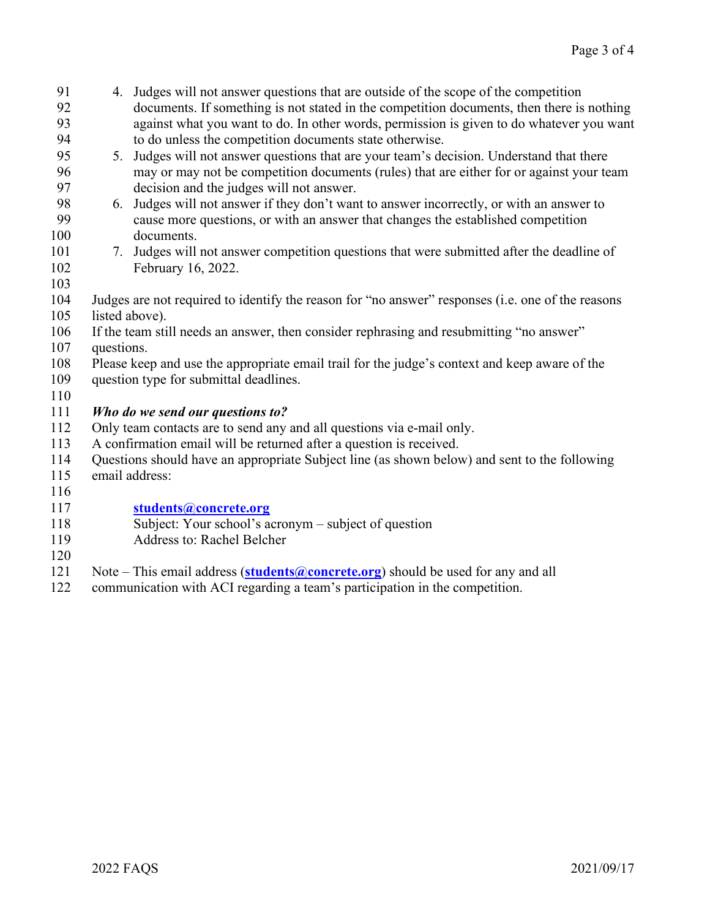4. Judges will not answer questions that are outside of the scope of the competition documents. If something is not stated in the competition documents, then there is nothing against what you want to do. In other words, permission is given to do whatever you want to do unless the competition documents state otherwise.
5. Judges will not answer questions that are your team's decision. Understand that there may or may not be competition documents (rules) that are either for or against your team decision and the judges will not answer.
6. Judges will not answer if they don't want to answer incorrectly, or with an answer to cause more questions, or with an answer that changes the established competition documents.
7. Judges will not answer competition questions that were submitted after the deadline of February 16, 2022.

Judges are not required to identify the reason for "no answer" responses (i.e. one of the reasons listed above).
If the team still needs an answer, then consider rephrasing and resubmitting "no answer" questions.
Please keep and use the appropriate email trail for the judge's context and keep aware of the question type for submittal deadlines.

***Who do we send our questions to?***

Only team contacts are to send any and all questions via e-mail only.
A confirmation email will be returned after a question is received.
Questions should have an appropriate Subject line (as shown below) and sent to the following email address:

> **students@concrete.org**
> Subject: Your school's acronym – subject of question
> Address to: Rachel Belcher

Note – This email address (**students@concrete.org**) should be used for any and all communication with ACI regarding a team's participation in the competition.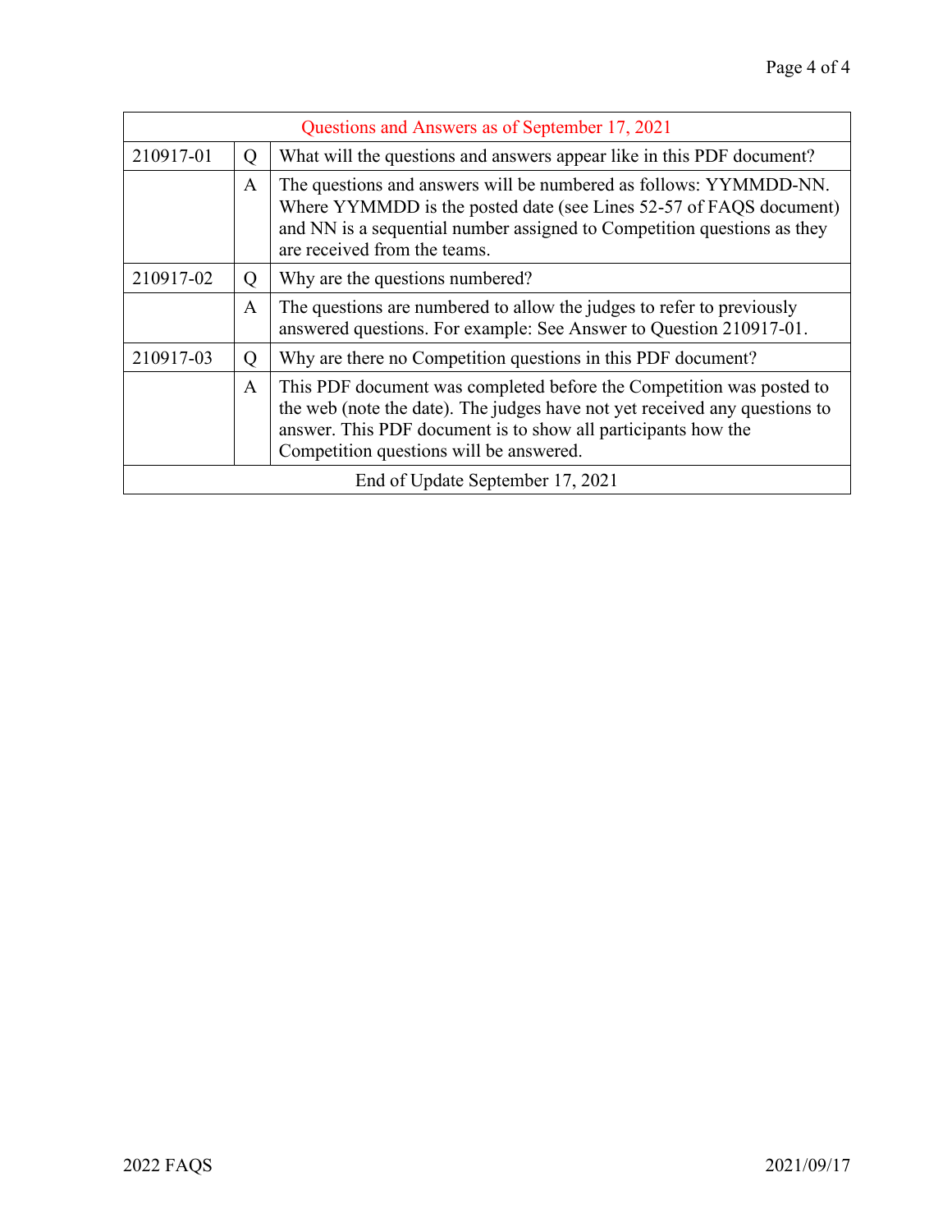| Questions and Answers as of September 17, 2021 | | |
|---|---|---|
| 210917-01 | Q | What will the questions and answers appear like in this PDF document? |
| | A | The questions and answers will be numbered as follows: YYMMDD-NN. Where YYMMDD is the posted date (see Lines 52-57 of FAQS document) and NN is a sequential number assigned to Competition questions as they are received from the teams. |
| 210917-02 | Q | Why are the questions numbered? |
| | A | The questions are numbered to allow the judges to refer to previously answered questions. For example: See Answer to Question 210917-01. |
| 210917-03 | Q | Why are there no Competition questions in this PDF document? |
| | A | This PDF document was completed before the Competition was posted to the web (note the date). The judges have not yet received any questions to answer. This PDF document is to show all participants how the Competition questions will be answered. |
| End of Update September 17, 2021 | | |